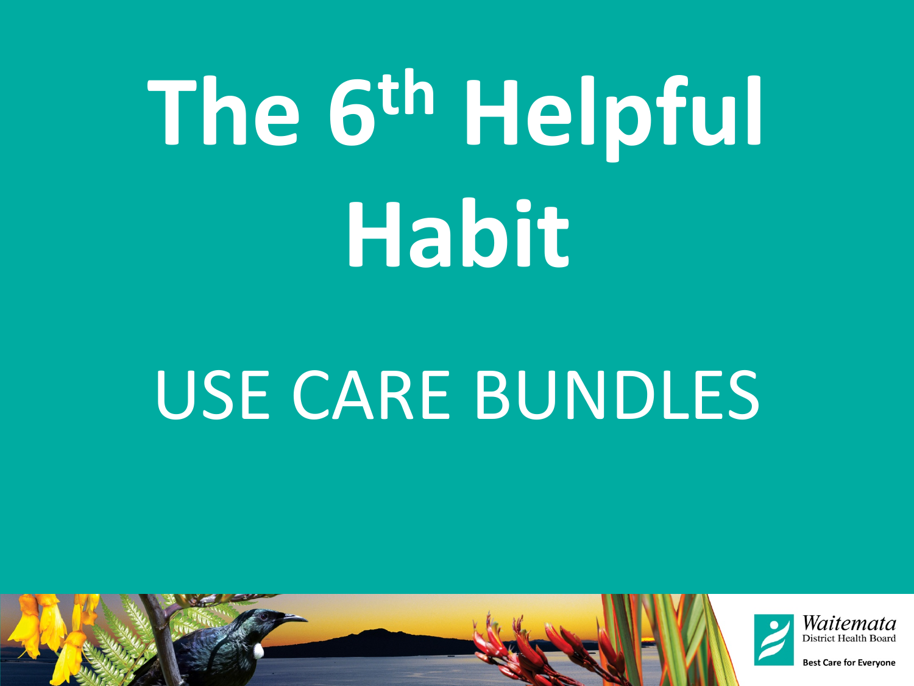# The 6th Helpful Habit

## USE CARE BUNDLES

Waitemata District Health Board

Best Care for Everyone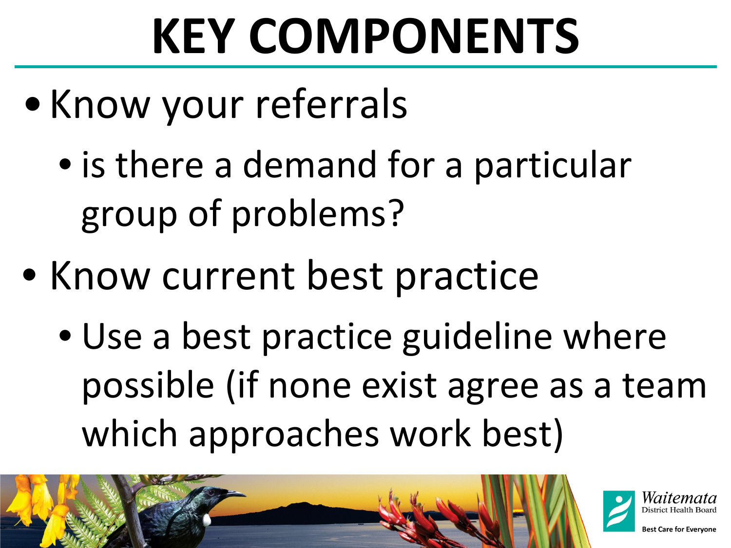# KEY COMPONENTS

- Know your referrals
  - is there a demand for a particular group of problems?
- Know current best practice
  - Use a best practice guideline where possible (if none exist agree as a team which approaches work best)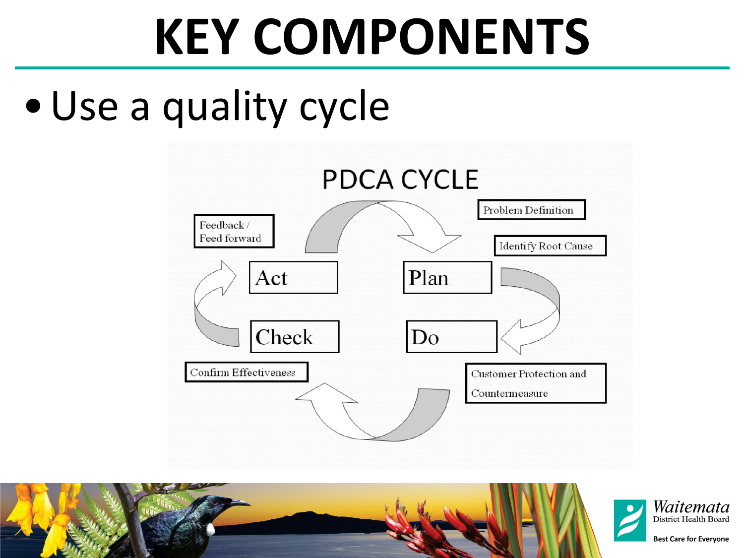# KEY COMPONENTS

- Use a quality cycle

PDCA CYCLE

- Plan
  - Problem Definition
  - Identify Root Cause
- Do
  - Customer Protection and Countermeasure
- Check
  - Confirm Effectiveness
- Act
  - Feedback / Feed forward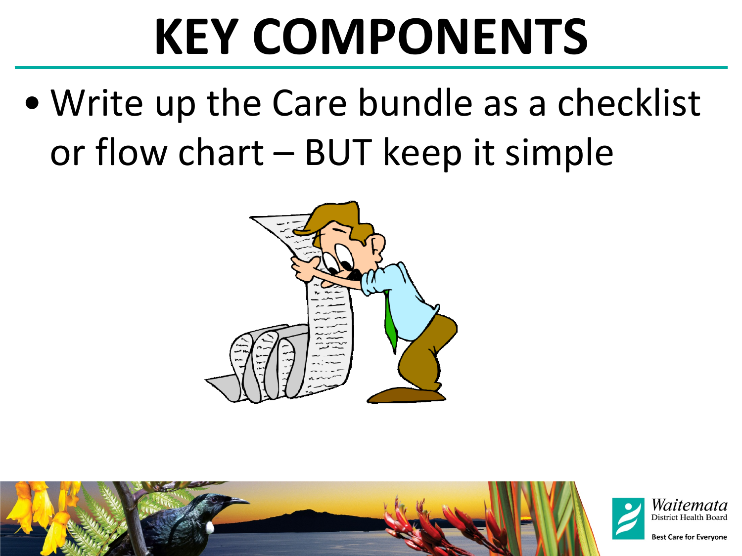# KEY COMPONENTS

- Write up the Care bundle as a checklist or flow chart – BUT keep it simple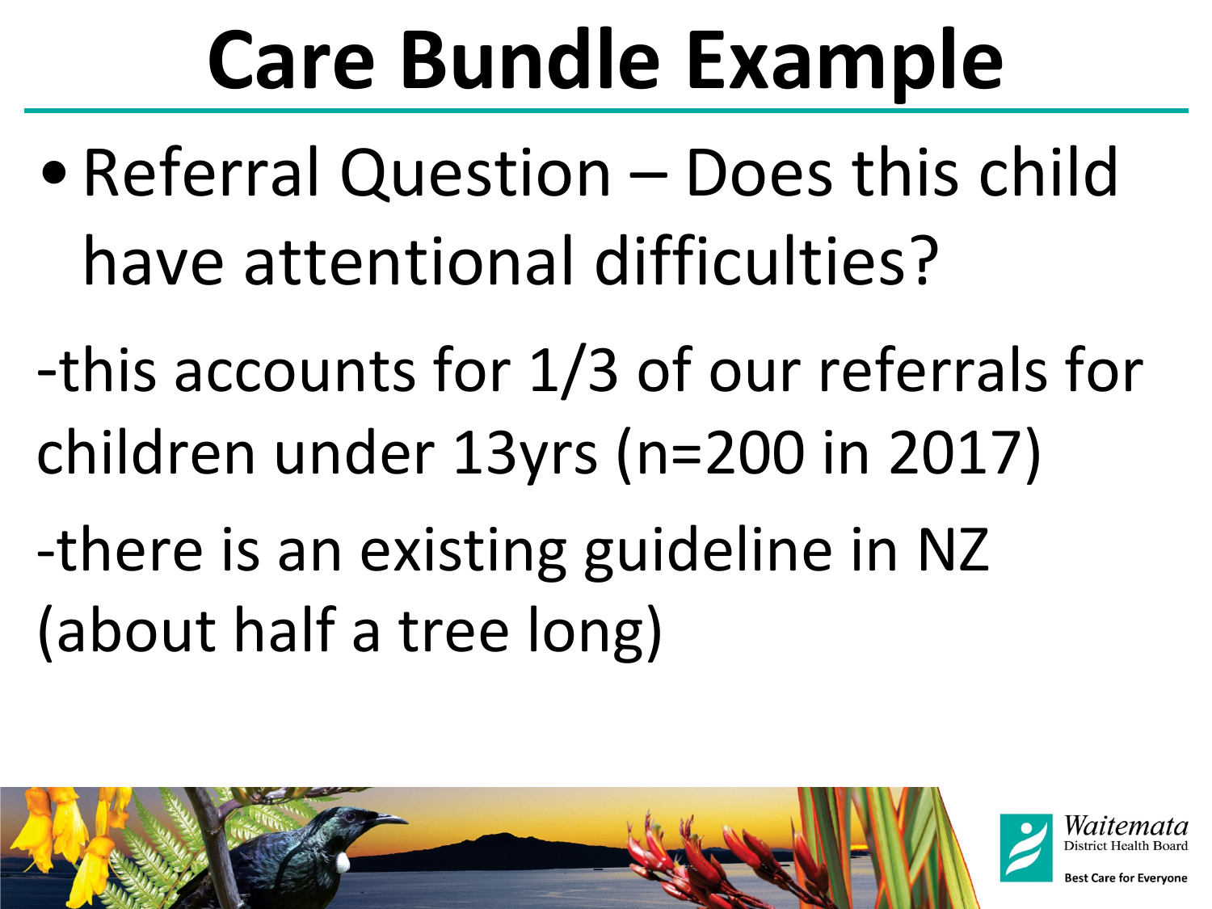# Care Bundle Example

- Referral Question – Does this child have attentional difficulties?

-this accounts for 1/3 of our referrals for children under 13yrs (n=200 in 2017)

-there is an existing guideline in NZ (about half a tree long)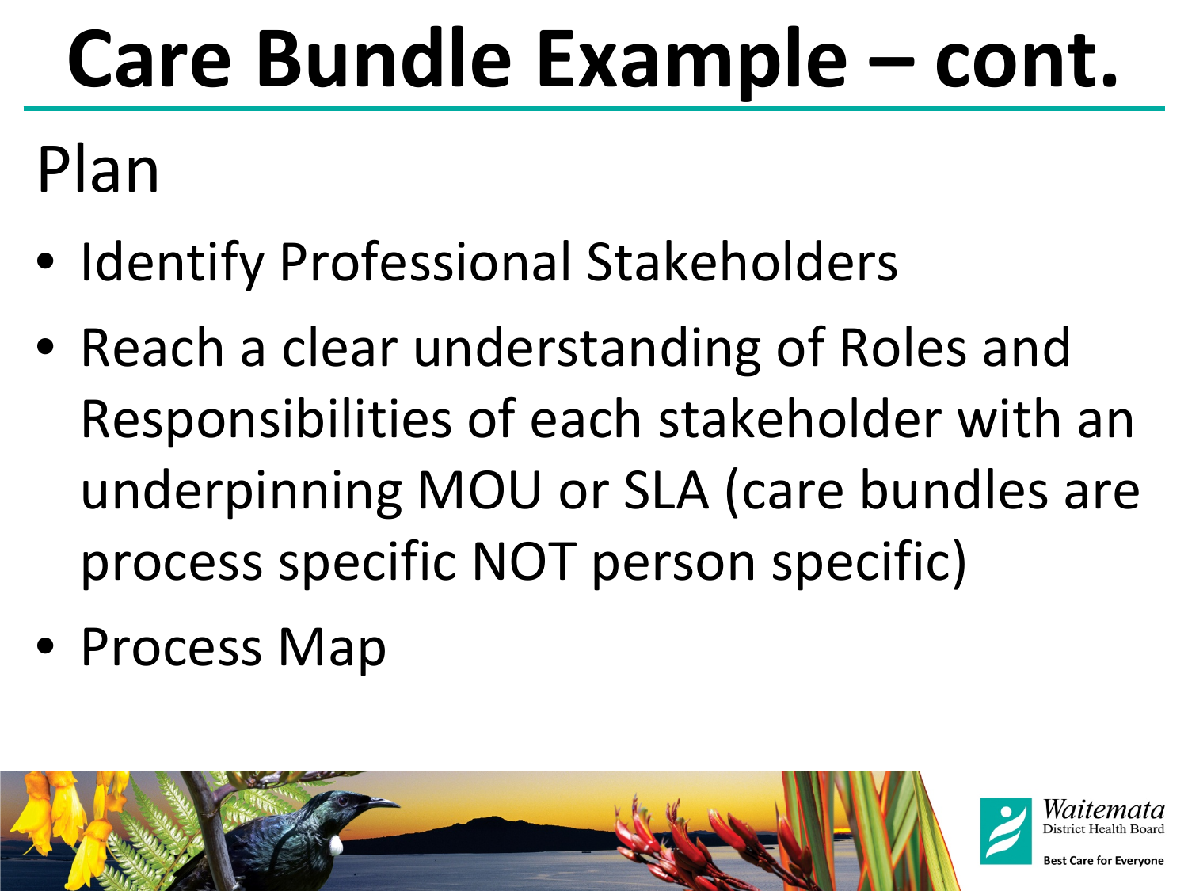# Care Bundle Example – cont.

## Plan

- Identify Professional Stakeholders
- Reach a clear understanding of Roles and Responsibilities of each stakeholder with an underpinning MOU or SLA (care bundles are process specific NOT person specific)
- Process Map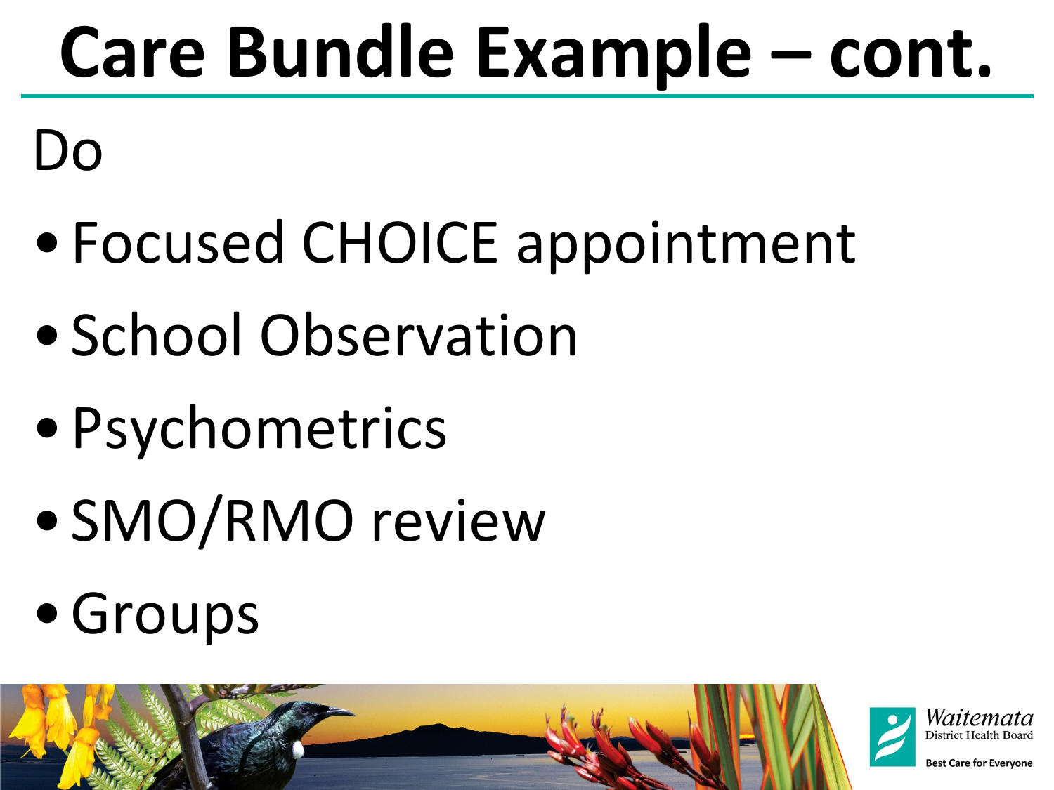# Care Bundle Example – cont.

Do

- Focused CHOICE appointment
- School Observation
- Psychometrics
- SMO/RMO review
- Groups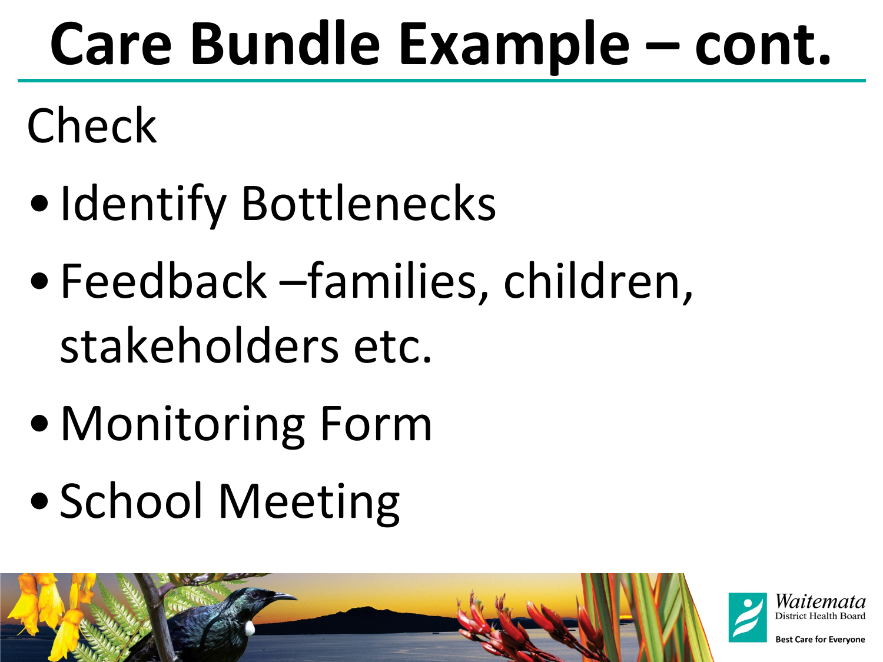# Care Bundle Example – cont.

Check

- Identify Bottlenecks
- Feedback –families, children, stakeholders etc.
- Monitoring Form
- School Meeting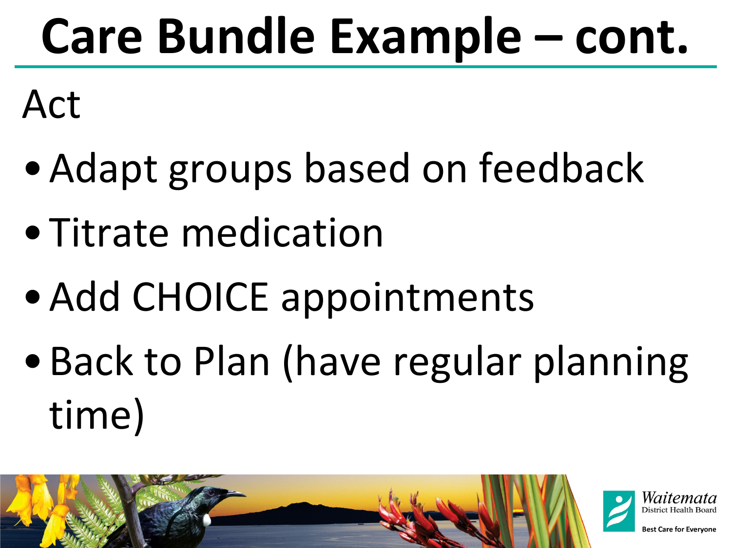# Care Bundle Example – cont.

Act

- Adapt groups based on feedback
- Titrate medication
- Add CHOICE appointments
- Back to Plan (have regular planning time)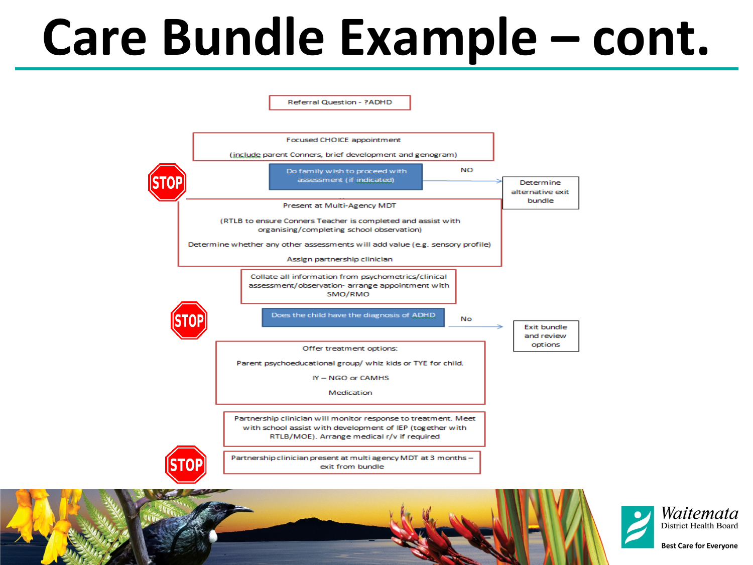# Care Bundle Example – cont.

Referral Question - ?ADHD

Focused CHOICE appointment

(include parent Conners, brief development and genogram)

STOP

Do family wish to proceed with assessment (if indicated)

NO

Determine alternative exit bundle

Present at Multi-Agency MDT

(RTLB to ensure Conners Teacher is completed and assist with organising/completing school observation)

Determine whether any other assessments will add value (e.g. sensory profile)

Assign partnership clinician

Collate all information from psychometrics/clinical assessment/observation- arrange appointment with SMO/RMO

STOP

Does the child have the diagnosis of ADHD

No

Exit bundle and review options

Offer treatment options:

Parent psychoeducational group/ whiz kids or TYE for child.

IY – NGO or CAMHS

Medication

Partnership clinician will monitor response to treatment. Meet with school assist with development of IEP (together with RTLB/MOE). Arrange medical r/v if required

STOP

Partnership clinician present at multi agency MDT at 3 months – exit from bundle

Waitemata District Health Board

Best Care for Everyone